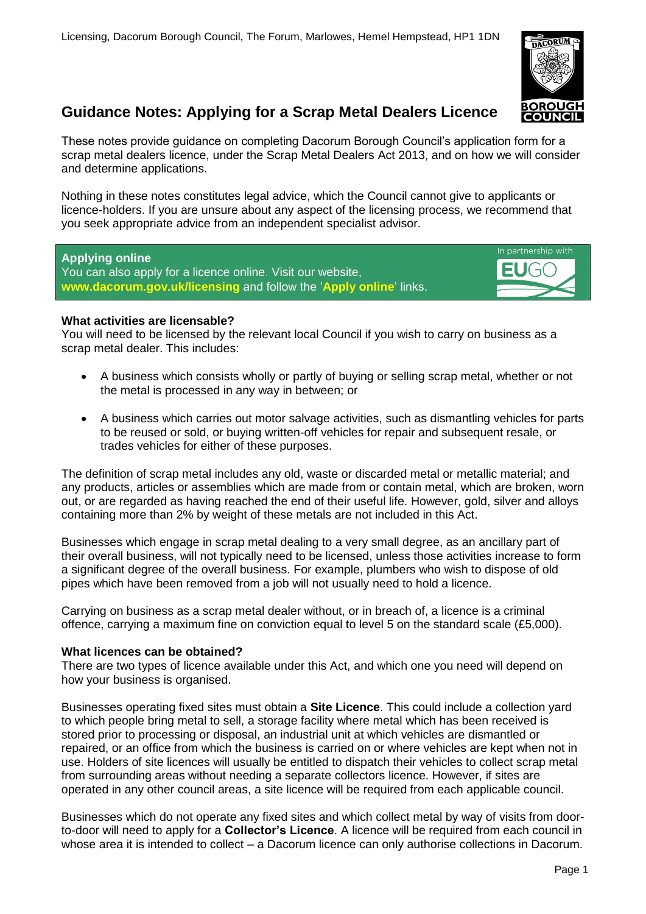Licensing, Dacorum Borough Council, The Forum, Marlowes, Hemel Hempstead, HP1 1DN

# Guidance Notes: Applying for a Scrap Metal Dealers Licence

These notes provide guidance on completing Dacorum Borough Council's application form for a scrap metal dealers licence, under the Scrap Metal Dealers Act 2013, and on how we will consider and determine applications.

Nothing in these notes constitutes legal advice, which the Council cannot give to applicants or licence-holders. If you are unsure about any aspect of the licensing process, we recommend that you seek appropriate advice from an independent specialist advisor.

**Applying online**
You can also apply for a licence online. Visit our website, **www.dacorum.gov.uk/licensing** and follow the '**Apply online**' links.

In partnership with EUGO

**What activities are licensable?**
You will need to be licensed by the relevant local Council if you wish to carry on business as a scrap metal dealer. This includes:

- A business which consists wholly or partly of buying or selling scrap metal, whether or not the metal is processed in any way in between; or
- A business which carries out motor salvage activities, such as dismantling vehicles for parts to be reused or sold, or buying written-off vehicles for repair and subsequent resale, or trades vehicles for either of these purposes.

The definition of scrap metal includes any old, waste or discarded metal or metallic material; and any products, articles or assemblies which are made from or contain metal, which are broken, worn out, or are regarded as having reached the end of their useful life. However, gold, silver and alloys containing more than 2% by weight of these metals are not included in this Act.

Businesses which engage in scrap metal dealing to a very small degree, as an ancillary part of their overall business, will not typically need to be licensed, unless those activities increase to form a significant degree of the overall business. For example, plumbers who wish to dispose of old pipes which have been removed from a job will not usually need to hold a licence.

Carrying on business as a scrap metal dealer without, or in breach of, a licence is a criminal offence, carrying a maximum fine on conviction equal to level 5 on the standard scale (£5,000).

**What licences can be obtained?**
There are two types of licence available under this Act, and which one you need will depend on how your business is organised.

Businesses operating fixed sites must obtain a **Site Licence**. This could include a collection yard to which people bring metal to sell, a storage facility where metal which has been received is stored prior to processing or disposal, an industrial unit at which vehicles are dismantled or repaired, or an office from which the business is carried on or where vehicles are kept when not in use. Holders of site licences will usually be entitled to dispatch their vehicles to collect scrap metal from surrounding areas without needing a separate collectors licence. However, if sites are operated in any other council areas, a site licence will be required from each applicable council.

Businesses which do not operate any fixed sites and which collect metal by way of visits from door-to-door will need to apply for a **Collector's Licence**. A licence will be required from each council in whose area it is intended to collect – a Dacorum licence can only authorise collections in Dacorum.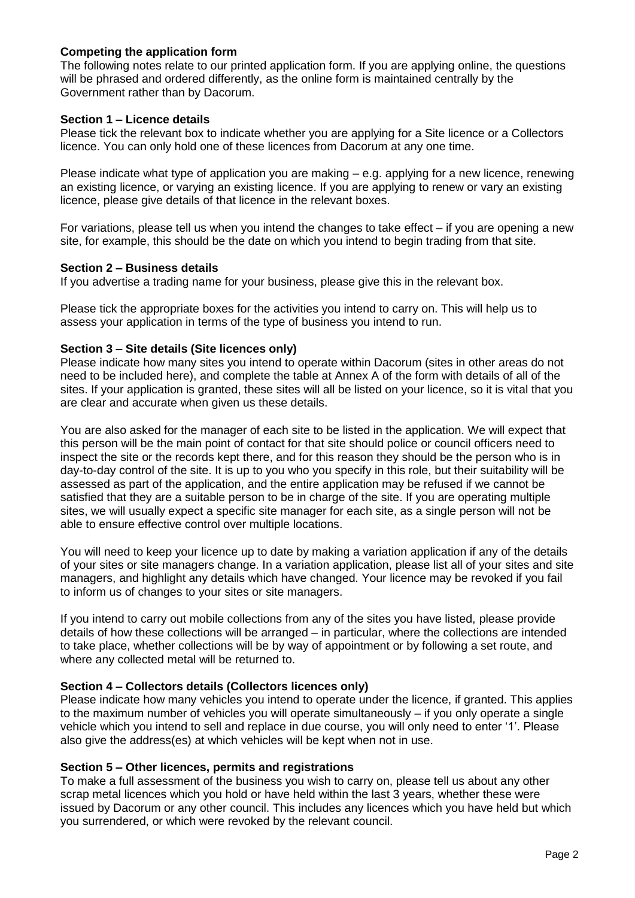### Competing the application form

The following notes relate to our printed application form. If you are applying online, the questions will be phrased and ordered differently, as the online form is maintained centrally by the Government rather than by Dacorum.

### Section 1 – Licence details

Please tick the relevant box to indicate whether you are applying for a Site licence or a Collectors licence. You can only hold one of these licences from Dacorum at any one time.

Please indicate what type of application you are making – e.g. applying for a new licence, renewing an existing licence, or varying an existing licence. If you are applying to renew or vary an existing licence, please give details of that licence in the relevant boxes.

For variations, please tell us when you intend the changes to take effect – if you are opening a new site, for example, this should be the date on which you intend to begin trading from that site.

### Section 2 – Business details

If you advertise a trading name for your business, please give this in the relevant box.

Please tick the appropriate boxes for the activities you intend to carry on. This will help us to assess your application in terms of the type of business you intend to run.

### Section 3 – Site details (Site licences only)

Please indicate how many sites you intend to operate within Dacorum (sites in other areas do not need to be included here), and complete the table at Annex A of the form with details of all of the sites. If your application is granted, these sites will all be listed on your licence, so it is vital that you are clear and accurate when given us these details.

You are also asked for the manager of each site to be listed in the application. We will expect that this person will be the main point of contact for that site should police or council officers need to inspect the site or the records kept there, and for this reason they should be the person who is in day-to-day control of the site. It is up to you who you specify in this role, but their suitability will be assessed as part of the application, and the entire application may be refused if we cannot be satisfied that they are a suitable person to be in charge of the site. If you are operating multiple sites, we will usually expect a specific site manager for each site, as a single person will not be able to ensure effective control over multiple locations.

You will need to keep your licence up to date by making a variation application if any of the details of your sites or site managers change. In a variation application, please list all of your sites and site managers, and highlight any details which have changed. Your licence may be revoked if you fail to inform us of changes to your sites or site managers.

If you intend to carry out mobile collections from any of the sites you have listed, please provide details of how these collections will be arranged – in particular, where the collections are intended to take place, whether collections will be by way of appointment or by following a set route, and where any collected metal will be returned to.

### Section 4 – Collectors details (Collectors licences only)

Please indicate how many vehicles you intend to operate under the licence, if granted. This applies to the maximum number of vehicles you will operate simultaneously – if you only operate a single vehicle which you intend to sell and replace in due course, you will only need to enter '1'. Please also give the address(es) at which vehicles will be kept when not in use.

### Section 5 – Other licences, permits and registrations

To make a full assessment of the business you wish to carry on, please tell us about any other scrap metal licences which you hold or have held within the last 3 years, whether these were issued by Dacorum or any other council. This includes any licences which you have held but which you surrendered, or which were revoked by the relevant council.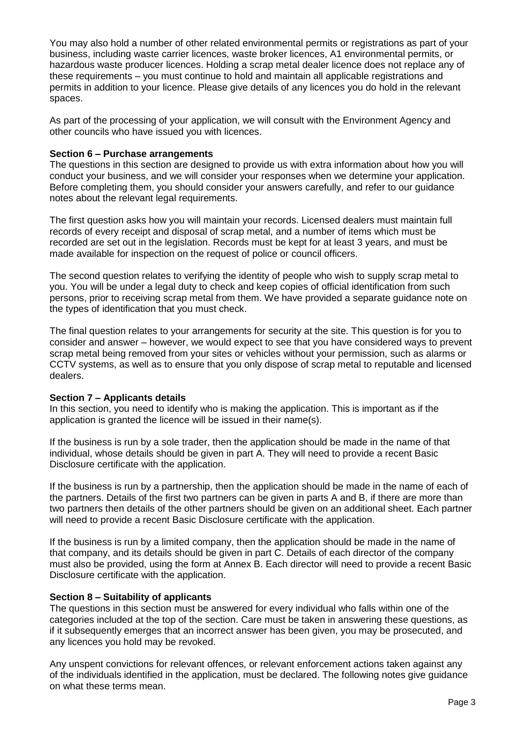You may also hold a number of other related environmental permits or registrations as part of your business, including waste carrier licences, waste broker licences, A1 environmental permits, or hazardous waste producer licences. Holding a scrap metal dealer licence does not replace any of these requirements – you must continue to hold and maintain all applicable registrations and permits in addition to your licence. Please give details of any licences you do hold in the relevant spaces.

As part of the processing of your application, we will consult with the Environment Agency and other councils who have issued you with licences.

**Section 6 – Purchase arrangements**

The questions in this section are designed to provide us with extra information about how you will conduct your business, and we will consider your responses when we determine your application. Before completing them, you should consider your answers carefully, and refer to our guidance notes about the relevant legal requirements.

The first question asks how you will maintain your records. Licensed dealers must maintain full records of every receipt and disposal of scrap metal, and a number of items which must be recorded are set out in the legislation. Records must be kept for at least 3 years, and must be made available for inspection on the request of police or council officers.

The second question relates to verifying the identity of people who wish to supply scrap metal to you. You will be under a legal duty to check and keep copies of official identification from such persons, prior to receiving scrap metal from them. We have provided a separate guidance note on the types of identification that you must check.

The final question relates to your arrangements for security at the site. This question is for you to consider and answer – however, we would expect to see that you have considered ways to prevent scrap metal being removed from your sites or vehicles without your permission, such as alarms or CCTV systems, as well as to ensure that you only dispose of scrap metal to reputable and licensed dealers.

**Section 7 – Applicants details**

In this section, you need to identify who is making the application. This is important as if the application is granted the licence will be issued in their name(s).

If the business is run by a sole trader, then the application should be made in the name of that individual, whose details should be given in part A. They will need to provide a recent Basic Disclosure certificate with the application.

If the business is run by a partnership, then the application should be made in the name of each of the partners. Details of the first two partners can be given in parts A and B, if there are more than two partners then details of the other partners should be given on an additional sheet. Each partner will need to provide a recent Basic Disclosure certificate with the application.

If the business is run by a limited company, then the application should be made in the name of that company, and its details should be given in part C. Details of each director of the company must also be provided, using the form at Annex B. Each director will need to provide a recent Basic Disclosure certificate with the application.

**Section 8 – Suitability of applicants**

The questions in this section must be answered for every individual who falls within one of the categories included at the top of the section. Care must be taken in answering these questions, as if it subsequently emerges that an incorrect answer has been given, you may be prosecuted, and any licences you hold may be revoked.

Any unspent convictions for relevant offences, or relevant enforcement actions taken against any of the individuals identified in the application, must be declared. The following notes give guidance on what these terms mean.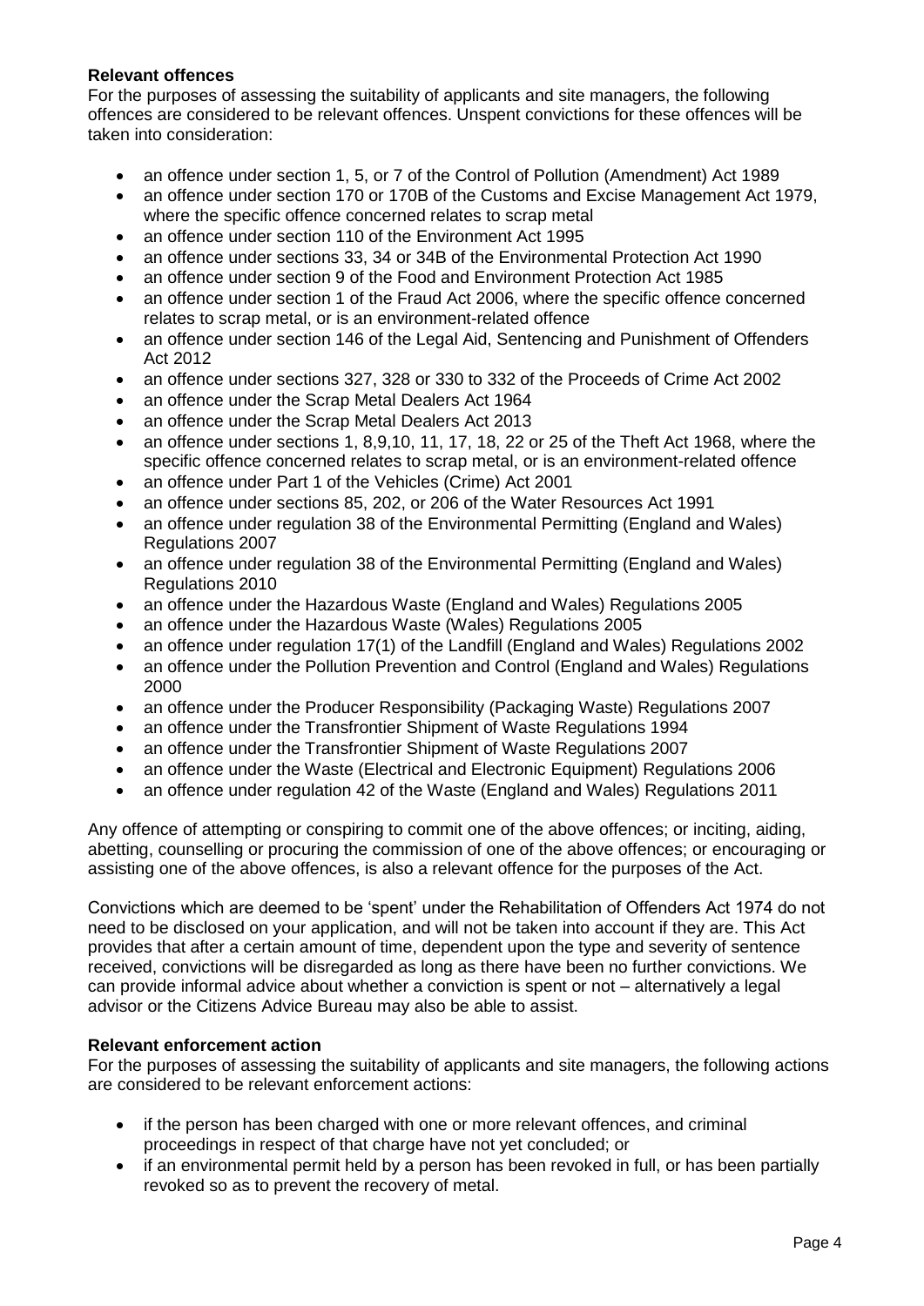**Relevant offences**

For the purposes of assessing the suitability of applicants and site managers, the following offences are considered to be relevant offences. Unspent convictions for these offences will be taken into consideration:

- an offence under section 1, 5, or 7 of the Control of Pollution (Amendment) Act 1989
- an offence under section 170 or 170B of the Customs and Excise Management Act 1979, where the specific offence concerned relates to scrap metal
- an offence under section 110 of the Environment Act 1995
- an offence under sections 33, 34 or 34B of the Environmental Protection Act 1990
- an offence under section 9 of the Food and Environment Protection Act 1985
- an offence under section 1 of the Fraud Act 2006, where the specific offence concerned relates to scrap metal, or is an environment-related offence
- an offence under section 146 of the Legal Aid, Sentencing and Punishment of Offenders Act 2012
- an offence under sections 327, 328 or 330 to 332 of the Proceeds of Crime Act 2002
- an offence under the Scrap Metal Dealers Act 1964
- an offence under the Scrap Metal Dealers Act 2013
- an offence under sections 1, 8,9,10, 11, 17, 18, 22 or 25 of the Theft Act 1968, where the specific offence concerned relates to scrap metal, or is an environment-related offence
- an offence under Part 1 of the Vehicles (Crime) Act 2001
- an offence under sections 85, 202, or 206 of the Water Resources Act 1991
- an offence under regulation 38 of the Environmental Permitting (England and Wales) Regulations 2007
- an offence under regulation 38 of the Environmental Permitting (England and Wales) Regulations 2010
- an offence under the Hazardous Waste (England and Wales) Regulations 2005
- an offence under the Hazardous Waste (Wales) Regulations 2005
- an offence under regulation 17(1) of the Landfill (England and Wales) Regulations 2002
- an offence under the Pollution Prevention and Control (England and Wales) Regulations 2000
- an offence under the Producer Responsibility (Packaging Waste) Regulations 2007
- an offence under the Transfrontier Shipment of Waste Regulations 1994
- an offence under the Transfrontier Shipment of Waste Regulations 2007
- an offence under the Waste (Electrical and Electronic Equipment) Regulations 2006
- an offence under regulation 42 of the Waste (England and Wales) Regulations 2011

Any offence of attempting or conspiring to commit one of the above offences; or inciting, aiding, abetting, counselling or procuring the commission of one of the above offences; or encouraging or assisting one of the above offences, is also a relevant offence for the purposes of the Act.

Convictions which are deemed to be 'spent' under the Rehabilitation of Offenders Act 1974 do not need to be disclosed on your application, and will not be taken into account if they are. This Act provides that after a certain amount of time, dependent upon the type and severity of sentence received, convictions will be disregarded as long as there have been no further convictions. We can provide informal advice about whether a conviction is spent or not – alternatively a legal advisor or the Citizens Advice Bureau may also be able to assist.

**Relevant enforcement action**

For the purposes of assessing the suitability of applicants and site managers, the following actions are considered to be relevant enforcement actions:

- if the person has been charged with one or more relevant offences, and criminal proceedings in respect of that charge have not yet concluded; or
- if an environmental permit held by a person has been revoked in full, or has been partially revoked so as to prevent the recovery of metal.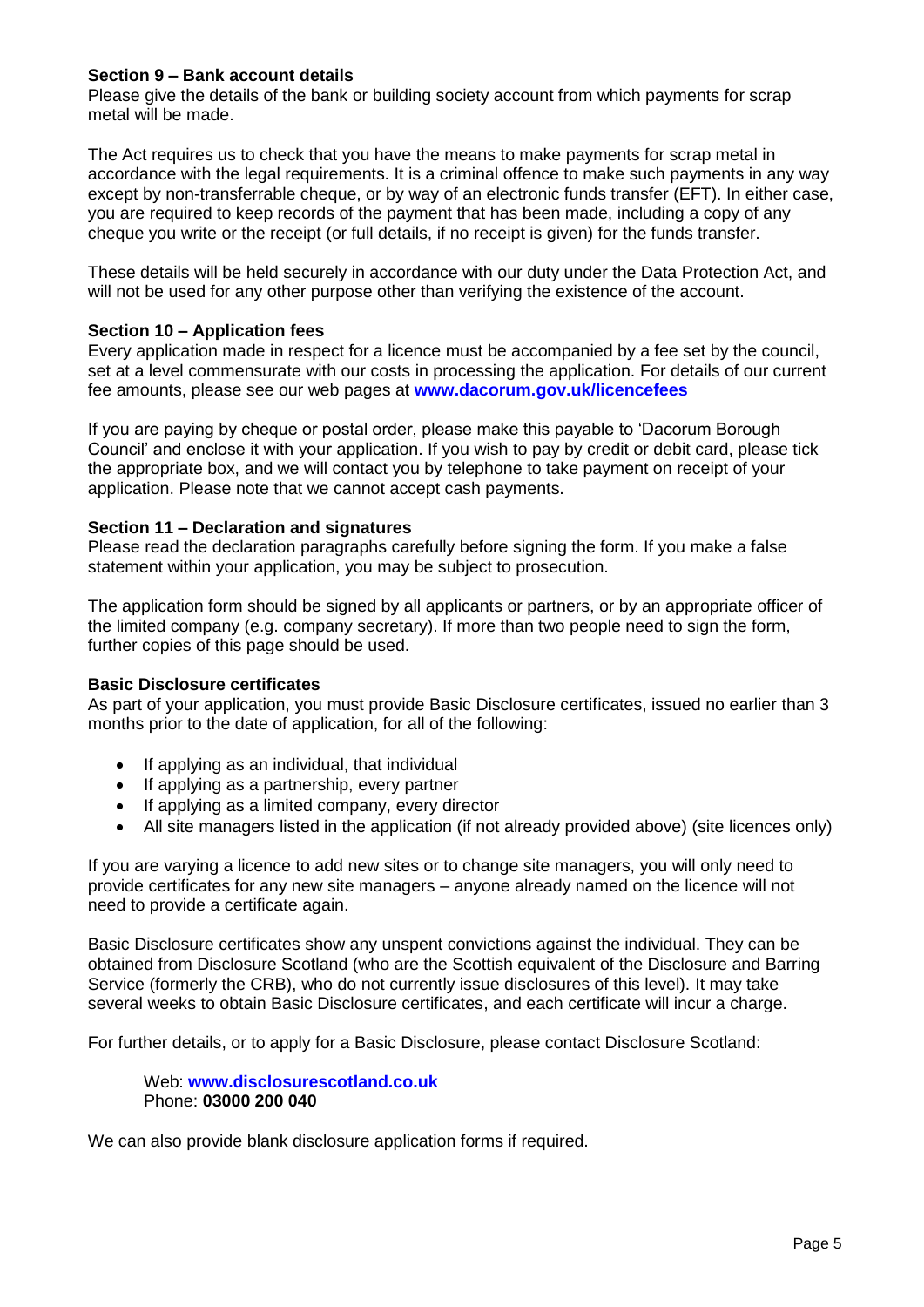**Section 9 – Bank account details**
Please give the details of the bank or building society account from which payments for scrap metal will be made.

The Act requires us to check that you have the means to make payments for scrap metal in accordance with the legal requirements. It is a criminal offence to make such payments in any way except by non-transferrable cheque, or by way of an electronic funds transfer (EFT). In either case, you are required to keep records of the payment that has been made, including a copy of any cheque you write or the receipt (or full details, if no receipt is given) for the funds transfer.

These details will be held securely in accordance with our duty under the Data Protection Act, and will not be used for any other purpose other than verifying the existence of the account.

**Section 10 – Application fees**
Every application made in respect for a licence must be accompanied by a fee set by the council, set at a level commensurate with our costs in processing the application. For details of our current fee amounts, please see our web pages at **www.dacorum.gov.uk/licencefees**

If you are paying by cheque or postal order, please make this payable to 'Dacorum Borough Council' and enclose it with your application. If you wish to pay by credit or debit card, please tick the appropriate box, and we will contact you by telephone to take payment on receipt of your application. Please note that we cannot accept cash payments.

**Section 11 – Declaration and signatures**
Please read the declaration paragraphs carefully before signing the form. If you make a false statement within your application, you may be subject to prosecution.

The application form should be signed by all applicants or partners, or by an appropriate officer of the limited company (e.g. company secretary). If more than two people need to sign the form, further copies of this page should be used.

**Basic Disclosure certificates**
As part of your application, you must provide Basic Disclosure certificates, issued no earlier than 3 months prior to the date of application, for all of the following:

- If applying as an individual, that individual
- If applying as a partnership, every partner
- If applying as a limited company, every director
- All site managers listed in the application (if not already provided above) (site licences only)

If you are varying a licence to add new sites or to change site managers, you will only need to provide certificates for any new site managers – anyone already named on the licence will not need to provide a certificate again.

Basic Disclosure certificates show any unspent convictions against the individual. They can be obtained from Disclosure Scotland (who are the Scottish equivalent of the Disclosure and Barring Service (formerly the CRB), who do not currently issue disclosures of this level). It may take several weeks to obtain Basic Disclosure certificates, and each certificate will incur a charge.

For further details, or to apply for a Basic Disclosure, please contact Disclosure Scotland:

Web: **www.disclosurescotland.co.uk**
Phone: **03000 200 040**

We can also provide blank disclosure application forms if required.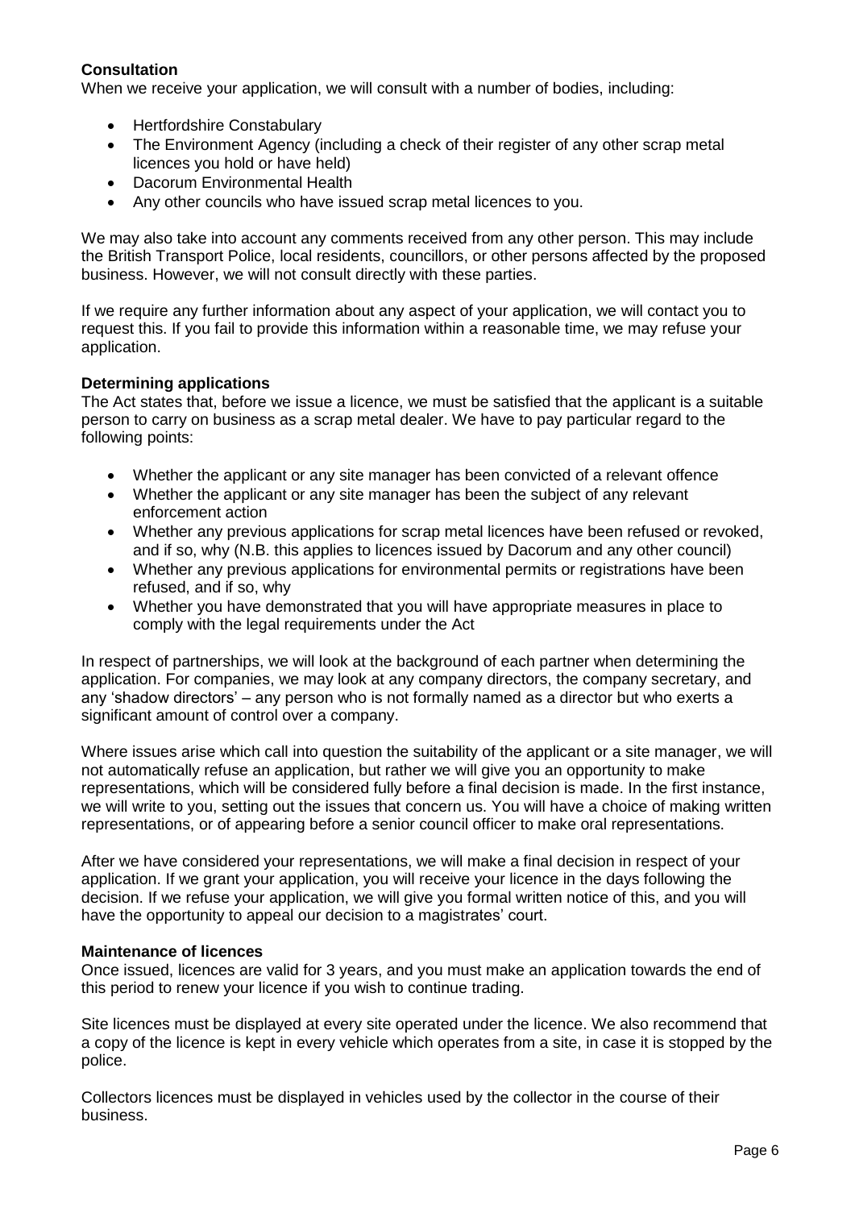**Consultation**

When we receive your application, we will consult with a number of bodies, including:

- Hertfordshire Constabulary
- The Environment Agency (including a check of their register of any other scrap metal licences you hold or have held)
- Dacorum Environmental Health
- Any other councils who have issued scrap metal licences to you.

We may also take into account any comments received from any other person. This may include the British Transport Police, local residents, councillors, or other persons affected by the proposed business. However, we will not consult directly with these parties.

If we require any further information about any aspect of your application, we will contact you to request this. If you fail to provide this information within a reasonable time, we may refuse your application.

**Determining applications**

The Act states that, before we issue a licence, we must be satisfied that the applicant is a suitable person to carry on business as a scrap metal dealer. We have to pay particular regard to the following points:

- Whether the applicant or any site manager has been convicted of a relevant offence
- Whether the applicant or any site manager has been the subject of any relevant enforcement action
- Whether any previous applications for scrap metal licences have been refused or revoked, and if so, why (N.B. this applies to licences issued by Dacorum and any other council)
- Whether any previous applications for environmental permits or registrations have been refused, and if so, why
- Whether you have demonstrated that you will have appropriate measures in place to comply with the legal requirements under the Act

In respect of partnerships, we will look at the background of each partner when determining the application. For companies, we may look at any company directors, the company secretary, and any 'shadow directors' – any person who is not formally named as a director but who exerts a significant amount of control over a company.

Where issues arise which call into question the suitability of the applicant or a site manager, we will not automatically refuse an application, but rather we will give you an opportunity to make representations, which will be considered fully before a final decision is made. In the first instance, we will write to you, setting out the issues that concern us. You will have a choice of making written representations, or of appearing before a senior council officer to make oral representations.

After we have considered your representations, we will make a final decision in respect of your application. If we grant your application, you will receive your licence in the days following the decision. If we refuse your application, we will give you formal written notice of this, and you will have the opportunity to appeal our decision to a magistrates' court.

**Maintenance of licences**

Once issued, licences are valid for 3 years, and you must make an application towards the end of this period to renew your licence if you wish to continue trading.

Site licences must be displayed at every site operated under the licence. We also recommend that a copy of the licence is kept in every vehicle which operates from a site, in case it is stopped by the police.

Collectors licences must be displayed in vehicles used by the collector in the course of their business.